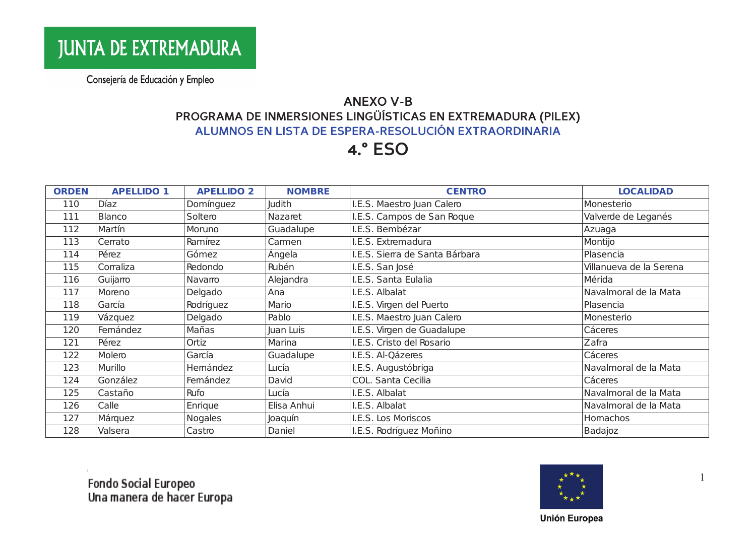JUNTA DE EXTREMADURA

Consejería de Educación y Empleo

## ANEXO V-B
## PROGRAMA DE INMERSIONES LINGÜÍSTICAS EN EXTREMADURA (PILEX)
### ALUMNOS EN LISTA DE ESPERA-RESOLUCIÓN EXTRAORDINARIA
# 4.º ESO

| ORDEN | APELLIDO 1 | APELLIDO 2 | NOMBRE | CENTRO | LOCALIDAD |
|---|---|---|---|---|---|
| 110 | Díaz | Domínguez | Judith | I.E.S. Maestro Juan Calero | Monesterio |
| 111 | Blanco | Soltero | Nazaret | I.E.S. Campos de San Roque | Valverde de Leganés |
| 112 | Martín | Moruno | Guadalupe | I.E.S. Bembézar | Azuaga |
| 113 | Cerrato | Ramírez | Carmen | I.E.S. Extremadura | Montijo |
| 114 | Pérez | Gómez | Ángela | I.E.S. Sierra de Santa Bárbara | Plasencia |
| 115 | Corraliza | Redondo | Rubén | I.E.S. San José | Villanueva de la Serena |
| 116 | Guijarro | Navarro | Alejandra | I.E.S. Santa Eulalia | Mérida |
| 117 | Moreno | Delgado | Ana | I.E.S. Albalat | Navalmoral de la Mata |
| 118 | García | Rodríguez | Mario | I.E.S. Virgen del Puerto | Plasencia |
| 119 | Vázquez | Delgado | Pablo | I.E.S. Maestro Juan Calero | Monesterio |
| 120 | Fernández | Mañas | Juan Luis | I.E.S. Virgen de Guadalupe | Cáceres |
| 121 | Pérez | Ortiz | Marina | I.E.S. Cristo del Rosario | Zafra |
| 122 | Molero | García | Guadalupe | I.E.S. Al-Qázeres | Cáceres |
| 123 | Murillo | Hernández | Lucía | I.E.S. Augustóbriga | Navalmoral de la Mata |
| 124 | González | Fernández | David | COL. Santa Cecilia | Cáceres |
| 125 | Castaño | Rufo | Lucía | I.E.S. Albalat | Navalmoral de la Mata |
| 126 | Calle | Enrique | Elisa Anhui | I.E.S. Albalat | Navalmoral de la Mata |
| 127 | Márquez | Nogales | Joaquín | I.E.S. Los Moriscos | Hornachos |
| 128 | Valsera | Castro | Daniel | I.E.S. Rodríguez Moñino | Badajoz |

Fondo Social Europeo
Una manera de hacer Europa

Unión Europea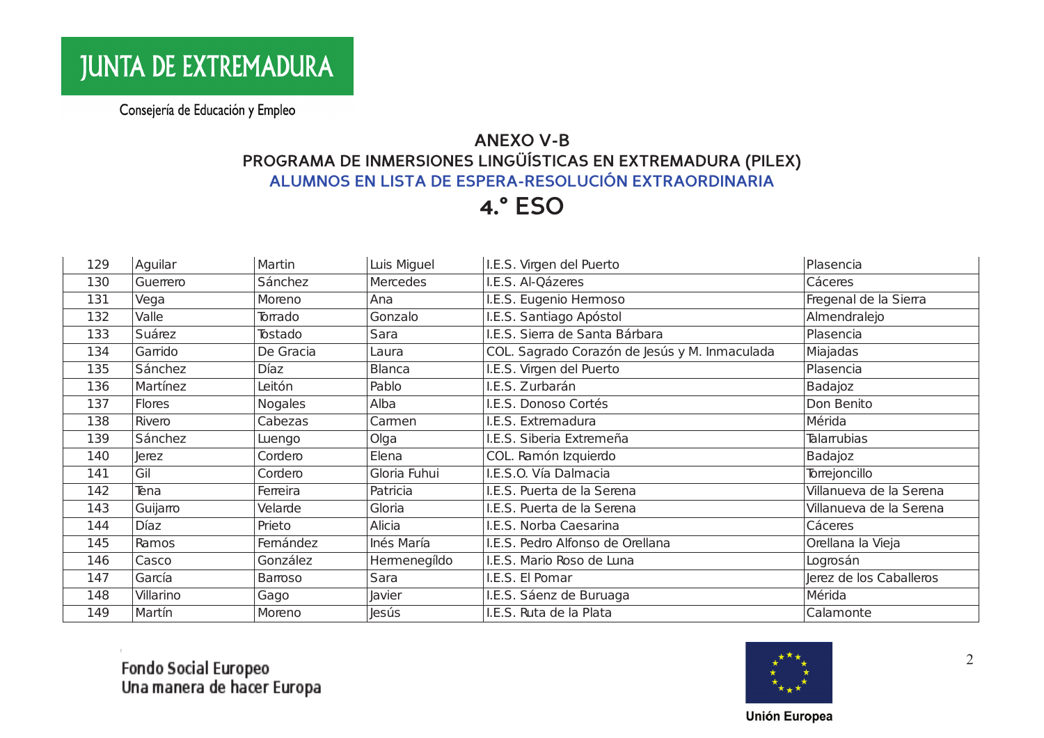JUNTA DE EXTREMADURA

Consejería de Educación y Empleo

## ANEXO V-B

## PROGRAMA DE INMERSIONES LINGÜÍSTICAS EN EXTREMADURA (PILEX)

### ALUMNOS EN LISTA DE ESPERA-RESOLUCIÓN EXTRAORDINARIA

# 4.º ESO

| | | | | | |
|---|---|---|---|---|---|
| 129 | Aguilar | Martin | Luis Miguel | I.E.S. Virgen del Puerto | Plasencia |
| 130 | Guerrero | Sánchez | Mercedes | I.E.S. Al-Qázeres | Cáceres |
| 131 | Vega | Moreno | Ana | I.E.S. Eugenio Hermoso | Fregenal de la Sierra |
| 132 | Valle | Torrado | Gonzalo | I.E.S. Santiago Apóstol | Almendralejo |
| 133 | Suárez | Tostado | Sara | I.E.S. Sierra de Santa Bárbara | Plasencia |
| 134 | Garrido | De Gracia | Laura | COL. Sagrado Corazón de Jesús y M. Inmaculada | Miajadas |
| 135 | Sánchez | Díaz | Blanca | I.E.S. Virgen del Puerto | Plasencia |
| 136 | Martínez | Leitón | Pablo | I.E.S. Zurbarán | Badajoz |
| 137 | Flores | Nogales | Alba | I.E.S. Donoso Cortés | Don Benito |
| 138 | Rivero | Cabezas | Carmen | I.E.S. Extremadura | Mérida |
| 139 | Sánchez | Luengo | Olga | I.E.S. Siberia Extremeña | Talarrubias |
| 140 | Jerez | Cordero | Elena | COL. Ramón Izquierdo | Badajoz |
| 141 | Gil | Cordero | Gloria Fuhui | I.E.S.O. Vía Dalmacia | Torrejoncillo |
| 142 | Tena | Ferreira | Patricia | I.E.S. Puerta de la Serena | Villanueva de la Serena |
| 143 | Guijarro | Velarde | Gloria | I.E.S. Puerta de la Serena | Villanueva de la Serena |
| 144 | Díaz | Prieto | Alicia | I.E.S. Norba Caesarina | Cáceres |
| 145 | Ramos | Fernández | Inés María | I.E.S. Pedro Alfonso de Orellana | Orellana la Vieja |
| 146 | Casco | González | Hermenegíldo | I.E.S. Mario Roso de Luna | Logrosán |
| 147 | García | Barroso | Sara | I.E.S. El Pomar | Jerez de los Caballeros |
| 148 | Villarino | Gago | Javier | I.E.S. Sáenz de Buruaga | Mérida |
| 149 | Martín | Moreno | Jesús | I.E.S. Ruta de la Plata | Calamonte |

Fondo Social Europeo
Una manera de hacer Europa

Unión Europea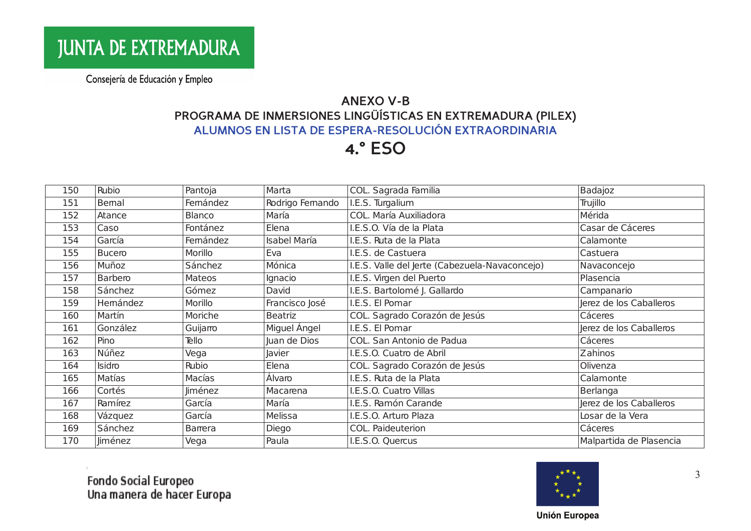JUNTA DE EXTREMADURA

Consejería de Educación y Empleo

## ANEXO V-B
## PROGRAMA DE INMERSIONES LINGÜÍSTICAS EN EXTREMADURA (PILEX)
## ALUMNOS EN LISTA DE ESPERA-RESOLUCIÓN EXTRAORDINARIA
# 4.º ESO

| | | | | | |
|---|---|---|---|---|---|
| 150 | Rubio | Pantoja | Marta | COL. Sagrada Familia | Badajoz |
| 151 | Bernal | Fernández | Rodrigo Fernando | I.E.S. Turgalium | Trujillo |
| 152 | Atance | Blanco | María | COL. María Auxiliadora | Mérida |
| 153 | Caso | Fontánez | Elena | I.E.S.O. Vía de la Plata | Casar de Cáceres |
| 154 | García | Fernández | Isabel María | I.E.S. Ruta de la Plata | Calamonte |
| 155 | Bucero | Morillo | Eva | I.E.S. de Castuera | Castuera |
| 156 | Muñoz | Sánchez | Mónica | I.E.S. Valle del Jerte (Cabezuela-Navaconcejo) | Navaconcejo |
| 157 | Barbero | Mateos | Ignacio | I.E.S. Virgen del Puerto | Plasencia |
| 158 | Sánchez | Gómez | David | I.E.S. Bartolomé J. Gallardo | Campanario |
| 159 | Hernández | Morillo | Francisco José | I.E.S. El Pomar | Jerez de los Caballeros |
| 160 | Martín | Moriche | Beatriz | COL. Sagrado Corazón de Jesús | Cáceres |
| 161 | González | Guijarro | Miguel Ángel | I.E.S. El Pomar | Jerez de los Caballeros |
| 162 | Pino | Tello | Juan de Dios | COL. San Antonio de Padua | Cáceres |
| 163 | Núñez | Vega | Javier | I.E.S.O. Cuatro de Abril | Zahinos |
| 164 | Isidro | Rubio | Elena | COL. Sagrado Corazón de Jesús | Olivenza |
| 165 | Matías | Macías | Álvaro | I.E.S. Ruta de la Plata | Calamonte |
| 166 | Cortés | Jiménez | Macarena | I.E.S.O. Cuatro Villas | Berlanga |
| 167 | Ramírez | García | María | I.E.S. Ramón Carande | Jerez de los Caballeros |
| 168 | Vázquez | García | Melissa | I.E.S.O. Arturo Plaza | Losar de la Vera |
| 169 | Sánchez | Barrera | Diego | COL. Paideuterion | Cáceres |
| 170 | Jiménez | Vega | Paula | I.E.S.O. Quercus | Malpartida de Plasencia |

Fondo Social Europeo
Una manera de hacer Europa

Unión Europea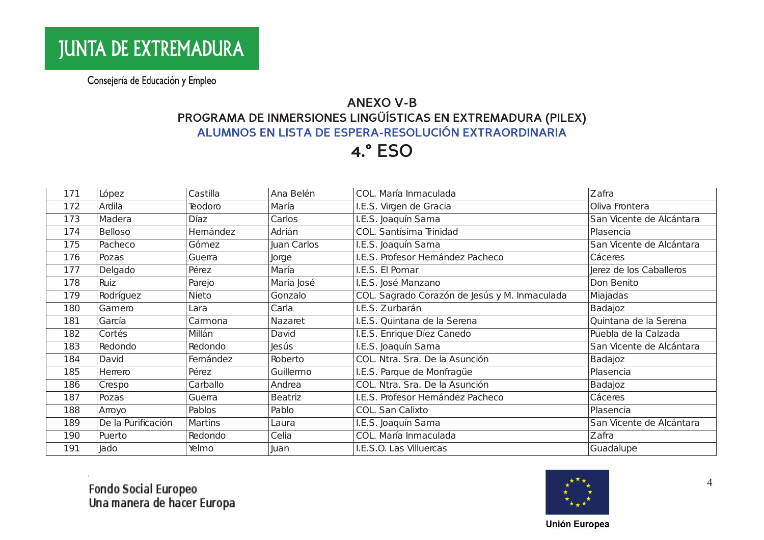JUNTA DE EXTREMADURA

Consejería de Educación y Empleo

## ANEXO V-B

## PROGRAMA DE INMERSIONES LINGÜÍSTICAS EN EXTREMADURA (PILEX)

### ALUMNOS EN LISTA DE ESPERA-RESOLUCIÓN EXTRAORDINARIA

# 4.º ESO

| | | | | | |
|---|---|---|---|---|---|
| 171 | López | Castilla | Ana Belén | COL. María Inmaculada | Zafra |
| 172 | Ardila | Teodoro | María | I.E.S. Virgen de Gracia | Oliva Frontera |
| 173 | Madera | Díaz | Carlos | I.E.S. Joaquín Sama | San Vicente de Alcántara |
| 174 | Belloso | Hernández | Adrián | COL. Santísima Trinidad | Plasencia |
| 175 | Pacheco | Gómez | Juan Carlos | I.E.S. Joaquín Sama | San Vicente de Alcántara |
| 176 | Pozas | Guerra | Jorge | I.E.S. Profesor Hernández Pacheco | Cáceres |
| 177 | Delgado | Pérez | María | I.E.S. El Pomar | Jerez de los Caballeros |
| 178 | Ruiz | Parejo | María José | I.E.S. José Manzano | Don Benito |
| 179 | Rodríguez | Nieto | Gonzalo | COL. Sagrado Corazón de Jesús y M. Inmaculada | Miajadas |
| 180 | Gamero | Lara | Carla | I.E.S. Zurbarán | Badajoz |
| 181 | García | Carmona | Nazaret | I.E.S. Quintana de la Serena | Quintana de la Serena |
| 182 | Cortés | Millán | David | I.E.S. Enrique Díez Canedo | Puebla de la Calzada |
| 183 | Redondo | Redondo | Jesús | I.E.S. Joaquín Sama | San Vicente de Alcántara |
| 184 | David | Fernández | Roberto | COL. Ntra. Sra. De la Asunción | Badajoz |
| 185 | Herrero | Pérez | Guillermo | I.E.S. Parque de Monfragüe | Plasencia |
| 186 | Crespo | Carballo | Andrea | COL. Ntra. Sra. De la Asunción | Badajoz |
| 187 | Pozas | Guerra | Beatriz | I.E.S. Profesor Hernández Pacheco | Cáceres |
| 188 | Arroyo | Pablos | Pablo | COL. San Calixto | Plasencia |
| 189 | De la Purificación | Martins | Laura | I.E.S. Joaquín Sama | San Vicente de Alcántara |
| 190 | Puerto | Redondo | Celia | COL. María Inmaculada | Zafra |
| 191 | Jado | Yelmo | Juan | I.E.S.O. Las Villuercas | Guadalupe |

Fondo Social Europeo
Una manera de hacer Europa

Unión Europea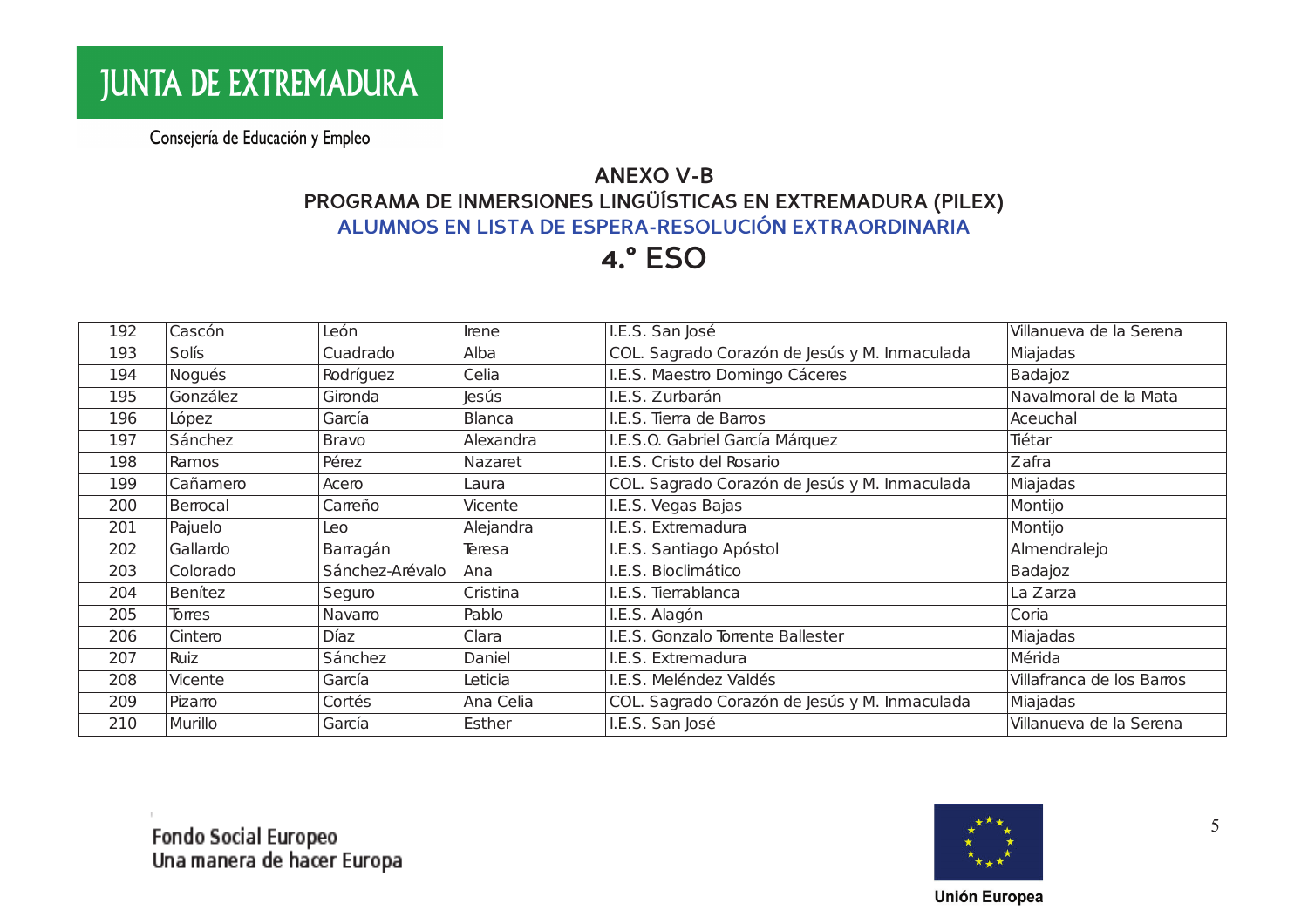JUNTA DE EXTREMADURA

Consejería de Educación y Empleo

## ANEXO V-B
## PROGRAMA DE INMERSIONES LINGÜÍSTICAS EN EXTREMADURA (PILEX)
### ALUMNOS EN LISTA DE ESPERA-RESOLUCIÓN EXTRAORDINARIA
# 4.º ESO

| | | | | | |
|---|---|---|---|---|---|
| 192 | Cascón | León | Irene | I.E.S. San José | Villanueva de la Serena |
| 193 | Solís | Cuadrado | Alba | COL. Sagrado Corazón de Jesús y M. Inmaculada | Miajadas |
| 194 | Nogués | Rodríguez | Celia | I.E.S. Maestro Domingo Cáceres | Badajoz |
| 195 | González | Gironda | Jesús | I.E.S. Zurbarán | Navalmoral de la Mata |
| 196 | López | García | Blanca | I.E.S. Tierra de Barros | Aceuchal |
| 197 | Sánchez | Bravo | Alexandra | I.E.S.O. Gabriel García Márquez | Tiétar |
| 198 | Ramos | Pérez | Nazaret | I.E.S. Cristo del Rosario | Zafra |
| 199 | Cañamero | Acero | Laura | COL. Sagrado Corazón de Jesús y M. Inmaculada | Miajadas |
| 200 | Berrocal | Carreño | Vicente | I.E.S. Vegas Bajas | Montijo |
| 201 | Pajuelo | Leo | Alejandra | I.E.S. Extremadura | Montijo |
| 202 | Gallardo | Barragán | Teresa | I.E.S. Santiago Apóstol | Almendralejo |
| 203 | Colorado | Sánchez-Arévalo | Ana | I.E.S. Bioclimático | Badajoz |
| 204 | Benítez | Seguro | Cristina | I.E.S. Tierrablanca | La Zarza |
| 205 | Torres | Navarro | Pablo | I.E.S. Alagón | Coria |
| 206 | Cintero | Díaz | Clara | I.E.S. Gonzalo Torrente Ballester | Miajadas |
| 207 | Ruiz | Sánchez | Daniel | I.E.S. Extremadura | Mérida |
| 208 | Vicente | García | Leticia | I.E.S. Meléndez Valdés | Villafranca de los Barros |
| 209 | Pizarro | Cortés | Ana Celia | COL. Sagrado Corazón de Jesús y M. Inmaculada | Miajadas |
| 210 | Murillo | García | Esther | I.E.S. San José | Villanueva de la Serena |

Fondo Social Europeo
Una manera de hacer Europa

Unión Europea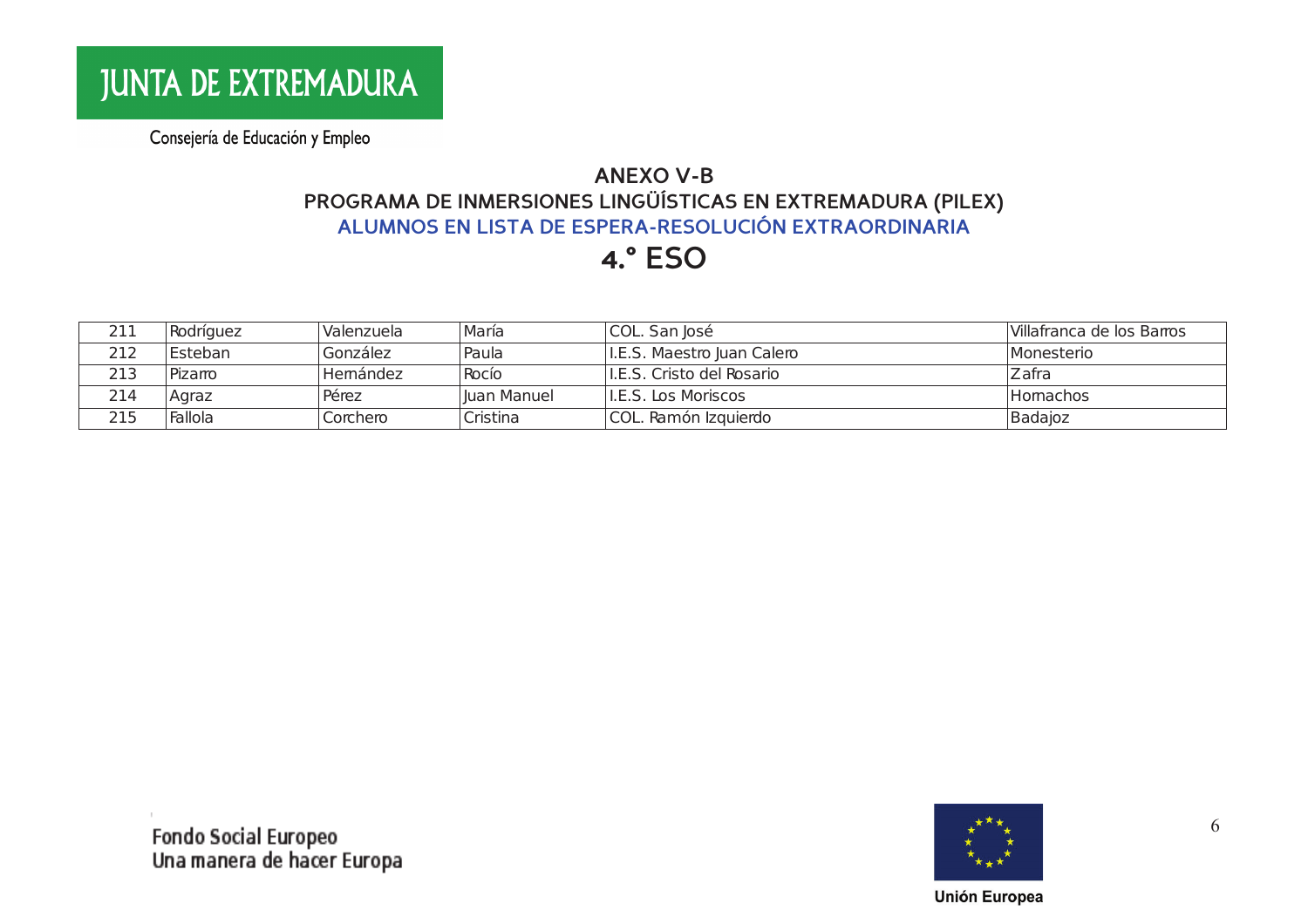JUNTA DE EXTREMADURA

Consejería de Educación y Empleo

# ANEXO V-B

## PROGRAMA DE INMERSIONES LINGÜÍSTICAS EN EXTREMADURA (PILEX)

## ALUMNOS EN LISTA DE ESPERA-RESOLUCIÓN EXTRAORDINARIA

## 4.º ESO

| | | | | | |
|---|---|---|---|---|---|
| 211 | Rodríguez | Valenzuela | María | COL. San José | Villafranca de los Barros |
| 212 | Esteban | González | Paula | I.E.S. Maestro Juan Calero | Monesterio |
| 213 | Pizarro | Hernández | Rocío | I.E.S. Cristo del Rosario | Zafra |
| 214 | Agraz | Pérez | Juan Manuel | I.E.S. Los Moriscos | Hornachos |
| 215 | Fallola | Corchero | Cristina | COL. Ramón Izquierdo | Badajoz |

Fondo Social Europeo
Una manera de hacer Europa

Unión Europea